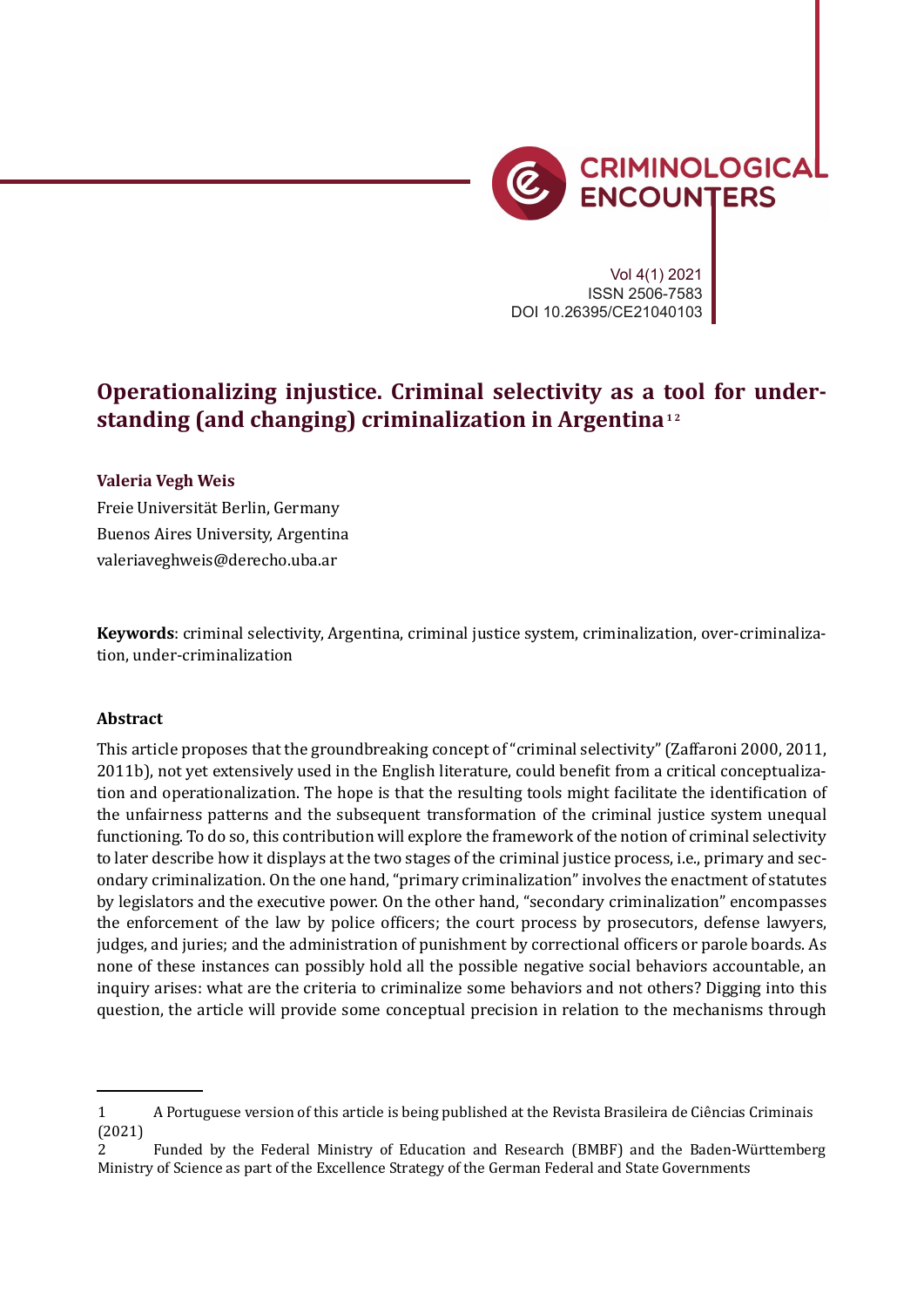# Operationalizing injustice. Criminal selectivity as a tool for understanding (and changing) criminalization in Argentina[1 2]

**Valeria Vegh Weis**
Freie Universität Berlin, Germany
Buenos Aires University, Argentina
valeriaveghweis@derecho.uba.ar

**Keywords**: criminal selectivity, Argentina, criminal justice system, criminalization, over-criminalization, under-criminalization

### Abstract

This article proposes that the groundbreaking concept of "criminal selectivity" (Zaffaroni 2000, 2011, 2011b), not yet extensively used in the English literature, could benefit from a critical conceptualization and operationalization. The hope is that the resulting tools might facilitate the identification of the unfairness patterns and the subsequent transformation of the criminal justice system unequal functioning. To do so, this contribution will explore the framework of the notion of criminal selectivity to later describe how it displays at the two stages of the criminal justice process, i.e., primary and secondary criminalization. On the one hand, "primary criminalization" involves the enactment of statutes by legislators and the executive power. On the other hand, "secondary criminalization" encompasses the enforcement of the law by police officers; the court process by prosecutors, defense lawyers, judges, and juries; and the administration of punishment by correctional officers or parole boards. As none of these instances can possibly hold all the possible negative social behaviors accountable, an inquiry arises: what are the criteria to criminalize some behaviors and not others? Digging into this question, the article will provide some conceptual precision in relation to the mechanisms through

---

1 A Portuguese version of this article is being published at the Revista Brasileira de Ciências Criminais (2021)

2 Funded by the Federal Ministry of Education and Research (BMBF) and the Baden-Württemberg Ministry of Science as part of the Excellence Strategy of the German Federal and State Governments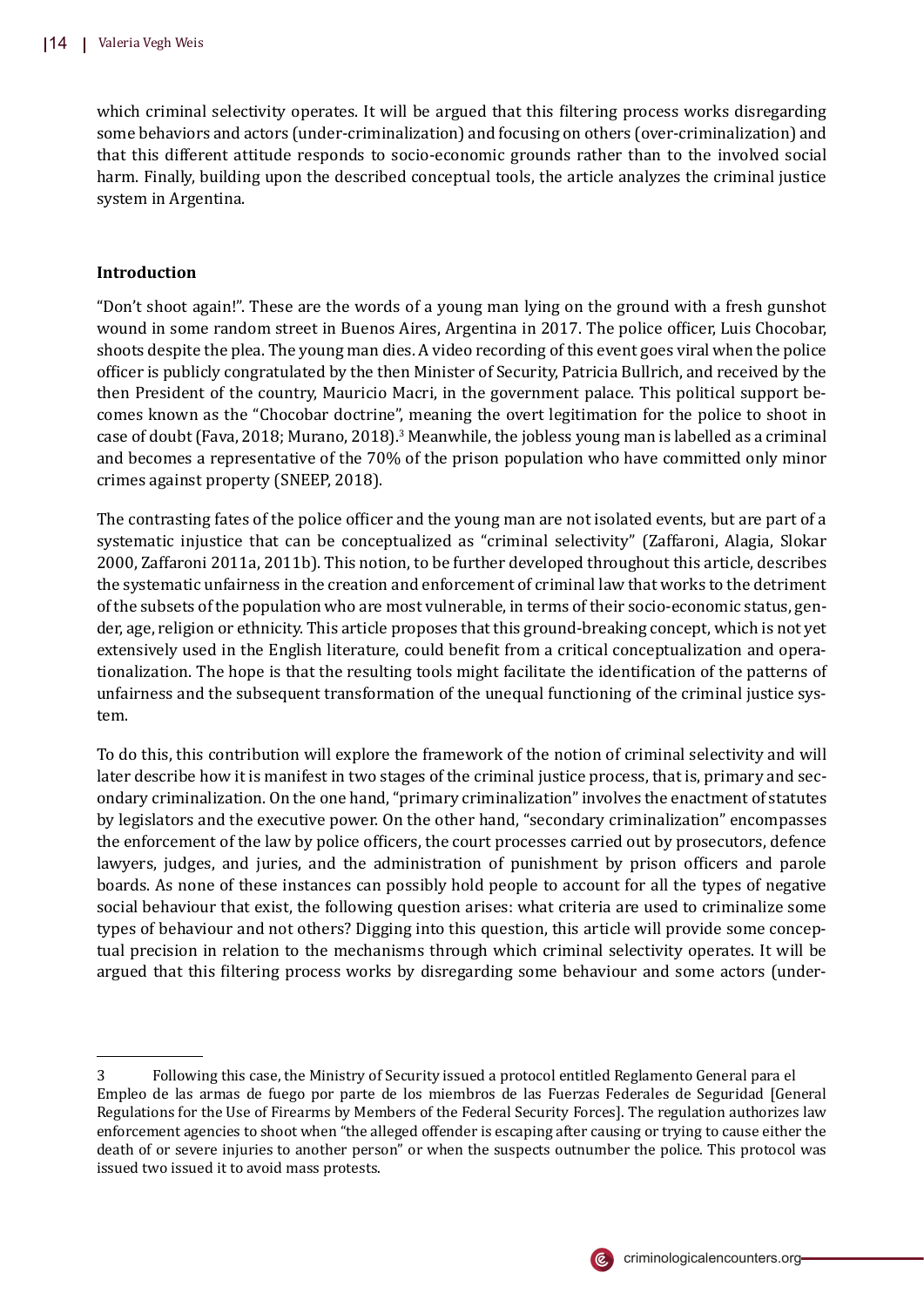which criminal selectivity operates. It will be argued that this filtering process works disregarding some behaviors and actors (under-criminalization) and focusing on others (over-criminalization) and that this different attitude responds to socio-economic grounds rather than to the involved social harm. Finally, building upon the described conceptual tools, the article analyzes the criminal justice system in Argentina.

## Introduction

"Don't shoot again!". These are the words of a young man lying on the ground with a fresh gunshot wound in some random street in Buenos Aires, Argentina in 2017. The police officer, Luis Chocobar, shoots despite the plea. The young man dies. A video recording of this event goes viral when the police officer is publicly congratulated by the then Minister of Security, Patricia Bullrich, and received by the then President of the country, Mauricio Macri, in the government palace. This political support becomes known as the "Chocobar doctrine", meaning the overt legitimation for the police to shoot in case of doubt (Fava, 2018; Murano, 2018).[3] Meanwhile, the jobless young man is labelled as a criminal and becomes a representative of the 70% of the prison population who have committed only minor crimes against property (SNEEP, 2018).

The contrasting fates of the police officer and the young man are not isolated events, but are part of a systematic injustice that can be conceptualized as "criminal selectivity" (Zaffaroni, Alagia, Slokar 2000, Zaffaroni 2011a, 2011b). This notion, to be further developed throughout this article, describes the systematic unfairness in the creation and enforcement of criminal law that works to the detriment of the subsets of the population who are most vulnerable, in terms of their socio-economic status, gender, age, religion or ethnicity. This article proposes that this ground-breaking concept, which is not yet extensively used in the English literature, could benefit from a critical conceptualization and operationalization. The hope is that the resulting tools might facilitate the identification of the patterns of unfairness and the subsequent transformation of the unequal functioning of the criminal justice system.

To do this, this contribution will explore the framework of the notion of criminal selectivity and will later describe how it is manifest in two stages of the criminal justice process, that is, primary and secondary criminalization. On the one hand, "primary criminalization" involves the enactment of statutes by legislators and the executive power. On the other hand, "secondary criminalization" encompasses the enforcement of the law by police officers, the court processes carried out by prosecutors, defence lawyers, judges, and juries, and the administration of punishment by prison officers and parole boards. As none of these instances can possibly hold people to account for all the types of negative social behaviour that exist, the following question arises: what criteria are used to criminalize some types of behaviour and not others? Digging into this question, this article will provide some conceptual precision in relation to the mechanisms through which criminal selectivity operates. It will be argued that this filtering process works by disregarding some behaviour and some actors (under-

---

3 Following this case, the Ministry of Security issued a protocol entitled Reglamento General para el Empleo de las armas de fuego por parte de los miembros de las Fuerzas Federales de Seguridad [General Regulations for the Use of Firearms by Members of the Federal Security Forces]. The regulation authorizes law enforcement agencies to shoot when "the alleged offender is escaping after causing or trying to cause either the death of or severe injuries to another person" or when the suspects outnumber the police. This protocol was issued two issued it to avoid mass protests.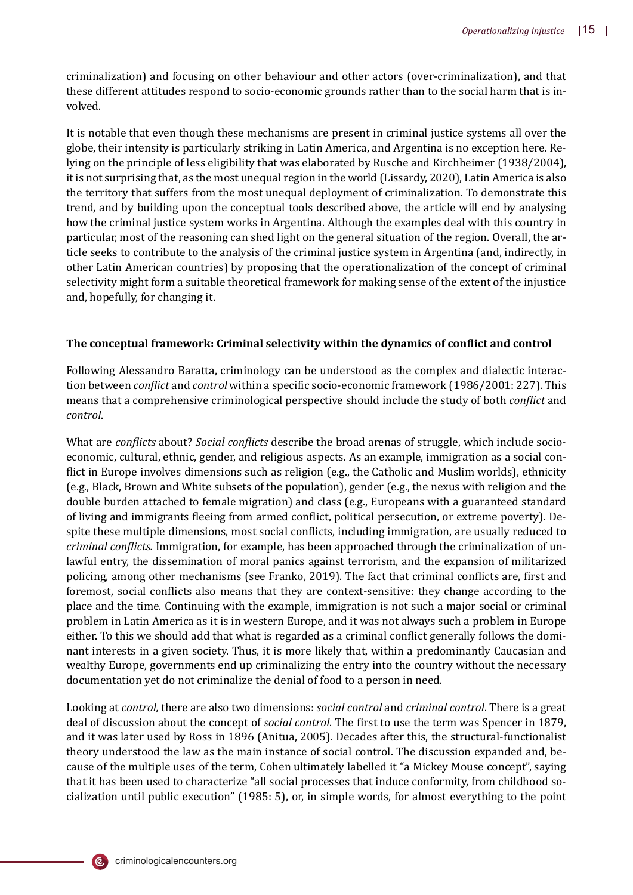criminalization) and focusing on other behaviour and other actors (over-criminalization), and that these different attitudes respond to socio-economic grounds rather than to the social harm that is involved.

It is notable that even though these mechanisms are present in criminal justice systems all over the globe, their intensity is particularly striking in Latin America, and Argentina is no exception here. Relying on the principle of less eligibility that was elaborated by Rusche and Kirchheimer (1938/2004), it is not surprising that, as the most unequal region in the world (Lissardy, 2020), Latin America is also the territory that suffers from the most unequal deployment of criminalization. To demonstrate this trend, and by building upon the conceptual tools described above, the article will end by analysing how the criminal justice system works in Argentina. Although the examples deal with this country in particular, most of the reasoning can shed light on the general situation of the region. Overall, the article seeks to contribute to the analysis of the criminal justice system in Argentina (and, indirectly, in other Latin American countries) by proposing that the operationalization of the concept of criminal selectivity might form a suitable theoretical framework for making sense of the extent of the injustice and, hopefully, for changing it.

**The conceptual framework: Criminal selectivity within the dynamics of conflict and control**

Following Alessandro Baratta, criminology can be understood as the complex and dialectic interaction between *conflict* and *control* within a specific socio-economic framework (1986/2001: 227). This means that a comprehensive criminological perspective should include the study of both *conflict* and *control*.

What are *conflicts* about? *Social conflicts* describe the broad arenas of struggle, which include socio-economic, cultural, ethnic, gender, and religious aspects. As an example, immigration as a social conflict in Europe involves dimensions such as religion (e.g., the Catholic and Muslim worlds), ethnicity (e.g., Black, Brown and White subsets of the population), gender (e.g., the nexus with religion and the double burden attached to female migration) and class (e.g., Europeans with a guaranteed standard of living and immigrants fleeing from armed conflict, political persecution, or extreme poverty). Despite these multiple dimensions, most social conflicts, including immigration, are usually reduced to *criminal conflicts.* Immigration, for example, has been approached through the criminalization of unlawful entry, the dissemination of moral panics against terrorism, and the expansion of militarized policing, among other mechanisms (see Franko, 2019). The fact that criminal conflicts are, first and foremost, social conflicts also means that they are context-sensitive: they change according to the place and the time. Continuing with the example, immigration is not such a major social or criminal problem in Latin America as it is in western Europe, and it was not always such a problem in Europe either. To this we should add that what is regarded as a criminal conflict generally follows the dominant interests in a given society. Thus, it is more likely that, within a predominantly Caucasian and wealthy Europe, governments end up criminalizing the entry into the country without the necessary documentation yet do not criminalize the denial of food to a person in need.

Looking at *control,* there are also two dimensions: *social control* and *criminal control*. There is a great deal of discussion about the concept of *social control*. The first to use the term was Spencer in 1879, and it was later used by Ross in 1896 (Anitua, 2005). Decades after this, the structural-functionalist theory understood the law as the main instance of social control. The discussion expanded and, because of the multiple uses of the term, Cohen ultimately labelled it "a Mickey Mouse concept", saying that it has been used to characterize "all social processes that induce conformity, from childhood socialization until public execution" (1985: 5), or, in simple words, for almost everything to the point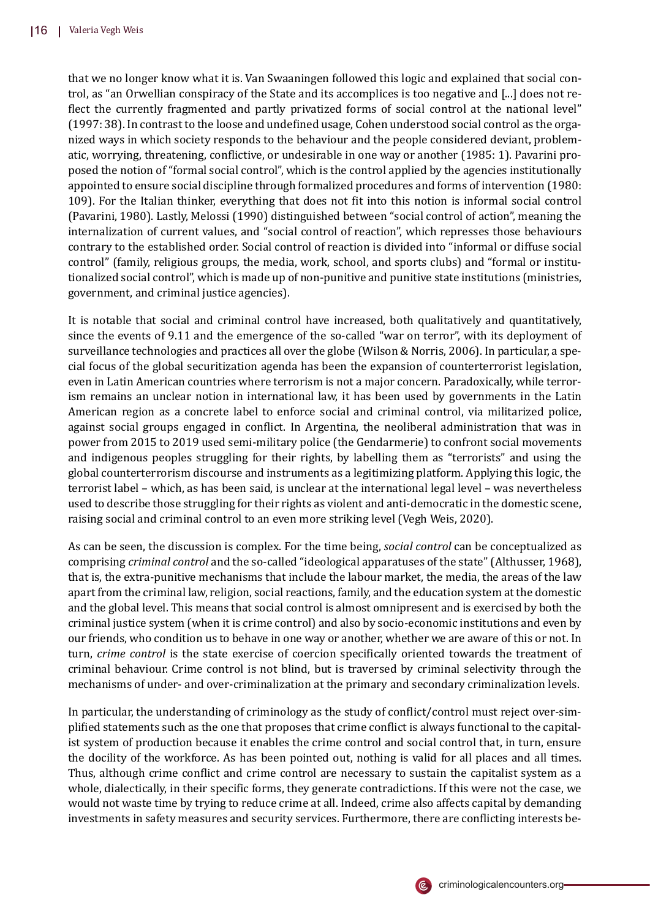that we no longer know what it is. Van Swaaningen followed this logic and explained that social control, as "an Orwellian conspiracy of the State and its accomplices is too negative and [...] does not reflect the currently fragmented and partly privatized forms of social control at the national level" (1997: 38). In contrast to the loose and undefined usage, Cohen understood social control as the organized ways in which society responds to the behaviour and the people considered deviant, problematic, worrying, threatening, conflictive, or undesirable in one way or another (1985: 1). Pavarini proposed the notion of "formal social control", which is the control applied by the agencies institutionally appointed to ensure social discipline through formalized procedures and forms of intervention (1980: 109). For the Italian thinker, everything that does not fit into this notion is informal social control (Pavarini, 1980). Lastly, Melossi (1990) distinguished between "social control of action", meaning the internalization of current values, and "social control of reaction", which represses those behaviours contrary to the established order. Social control of reaction is divided into "informal or diffuse social control" (family, religious groups, the media, work, school, and sports clubs) and "formal or institutionalized social control", which is made up of non-punitive and punitive state institutions (ministries, government, and criminal justice agencies).

It is notable that social and criminal control have increased, both qualitatively and quantitatively, since the events of 9.11 and the emergence of the so-called "war on terror", with its deployment of surveillance technologies and practices all over the globe (Wilson & Norris, 2006). In particular, a special focus of the global securitization agenda has been the expansion of counterterrorist legislation, even in Latin American countries where terrorism is not a major concern. Paradoxically, while terrorism remains an unclear notion in international law, it has been used by governments in the Latin American region as a concrete label to enforce social and criminal control, via militarized police, against social groups engaged in conflict. In Argentina, the neoliberal administration that was in power from 2015 to 2019 used semi-military police (the Gendarmerie) to confront social movements and indigenous peoples struggling for their rights, by labelling them as "terrorists" and using the global counterterrorism discourse and instruments as a legitimizing platform. Applying this logic, the terrorist label – which, as has been said, is unclear at the international legal level – was nevertheless used to describe those struggling for their rights as violent and anti-democratic in the domestic scene, raising social and criminal control to an even more striking level (Vegh Weis, 2020).

As can be seen, the discussion is complex. For the time being, *social control* can be conceptualized as comprising *criminal control* and the so-called "ideological apparatuses of the state" (Althusser, 1968), that is, the extra-punitive mechanisms that include the labour market, the media, the areas of the law apart from the criminal law, religion, social reactions, family, and the education system at the domestic and the global level. This means that social control is almost omnipresent and is exercised by both the criminal justice system (when it is crime control) and also by socio-economic institutions and even by our friends, who condition us to behave in one way or another, whether we are aware of this or not. In turn, *crime control* is the state exercise of coercion specifically oriented towards the treatment of criminal behaviour. Crime control is not blind, but is traversed by criminal selectivity through the mechanisms of under- and over-criminalization at the primary and secondary criminalization levels.

In particular, the understanding of criminology as the study of conflict/control must reject over-simplified statements such as the one that proposes that crime conflict is always functional to the capitalist system of production because it enables the crime control and social control that, in turn, ensure the docility of the workforce. As has been pointed out, nothing is valid for all places and all times. Thus, although crime conflict and crime control are necessary to sustain the capitalist system as a whole, dialectically, in their specific forms, they generate contradictions. If this were not the case, we would not waste time by trying to reduce crime at all. Indeed, crime also affects capital by demanding investments in safety measures and security services. Furthermore, there are conflicting interests be-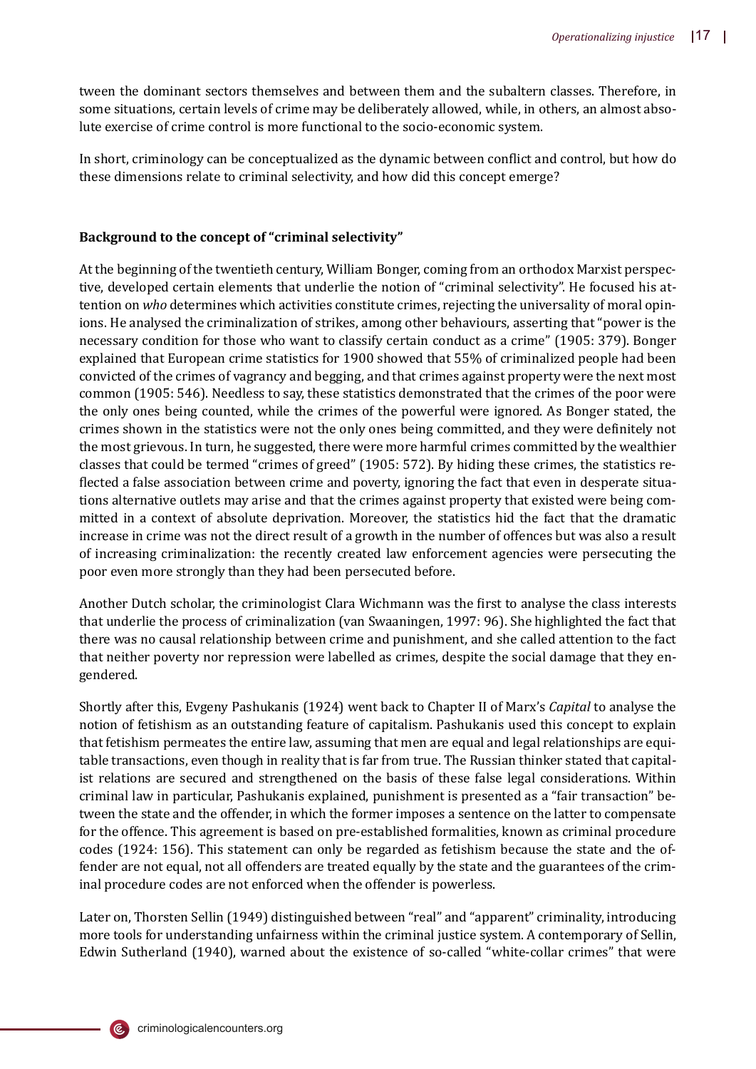tween the dominant sectors themselves and between them and the subaltern classes. Therefore, in some situations, certain levels of crime may be deliberately allowed, while, in others, an almost absolute exercise of crime control is more functional to the socio-economic system.

In short, criminology can be conceptualized as the dynamic between conflict and control, but how do these dimensions relate to criminal selectivity, and how did this concept emerge?

## Background to the concept of "criminal selectivity"

At the beginning of the twentieth century, William Bonger, coming from an orthodox Marxist perspective, developed certain elements that underlie the notion of "criminal selectivity". He focused his attention on *who* determines which activities constitute crimes, rejecting the universality of moral opinions. He analysed the criminalization of strikes, among other behaviours, asserting that "power is the necessary condition for those who want to classify certain conduct as a crime" (1905: 379). Bonger explained that European crime statistics for 1900 showed that 55% of criminalized people had been convicted of the crimes of vagrancy and begging, and that crimes against property were the next most common (1905: 546). Needless to say, these statistics demonstrated that the crimes of the poor were the only ones being counted, while the crimes of the powerful were ignored. As Bonger stated, the crimes shown in the statistics were not the only ones being committed, and they were definitely not the most grievous. In turn, he suggested, there were more harmful crimes committed by the wealthier classes that could be termed "crimes of greed" (1905: 572). By hiding these crimes, the statistics reflected a false association between crime and poverty, ignoring the fact that even in desperate situations alternative outlets may arise and that the crimes against property that existed were being committed in a context of absolute deprivation. Moreover, the statistics hid the fact that the dramatic increase in crime was not the direct result of a growth in the number of offences but was also a result of increasing criminalization: the recently created law enforcement agencies were persecuting the poor even more strongly than they had been persecuted before.

Another Dutch scholar, the criminologist Clara Wichmann was the first to analyse the class interests that underlie the process of criminalization (van Swaaningen, 1997: 96). She highlighted the fact that there was no causal relationship between crime and punishment, and she called attention to the fact that neither poverty nor repression were labelled as crimes, despite the social damage that they engendered.

Shortly after this, Evgeny Pashukanis (1924) went back to Chapter II of Marx's *Capital* to analyse the notion of fetishism as an outstanding feature of capitalism. Pashukanis used this concept to explain that fetishism permeates the entire law, assuming that men are equal and legal relationships are equitable transactions, even though in reality that is far from true. The Russian thinker stated that capitalist relations are secured and strengthened on the basis of these false legal considerations. Within criminal law in particular, Pashukanis explained, punishment is presented as a "fair transaction" between the state and the offender, in which the former imposes a sentence on the latter to compensate for the offence. This agreement is based on pre-established formalities, known as criminal procedure codes (1924: 156). This statement can only be regarded as fetishism because the state and the offender are not equal, not all offenders are treated equally by the state and the guarantees of the criminal procedure codes are not enforced when the offender is powerless.

Later on, Thorsten Sellin (1949) distinguished between "real" and "apparent" criminality, introducing more tools for understanding unfairness within the criminal justice system. A contemporary of Sellin, Edwin Sutherland (1940), warned about the existence of so-called "white-collar crimes" that were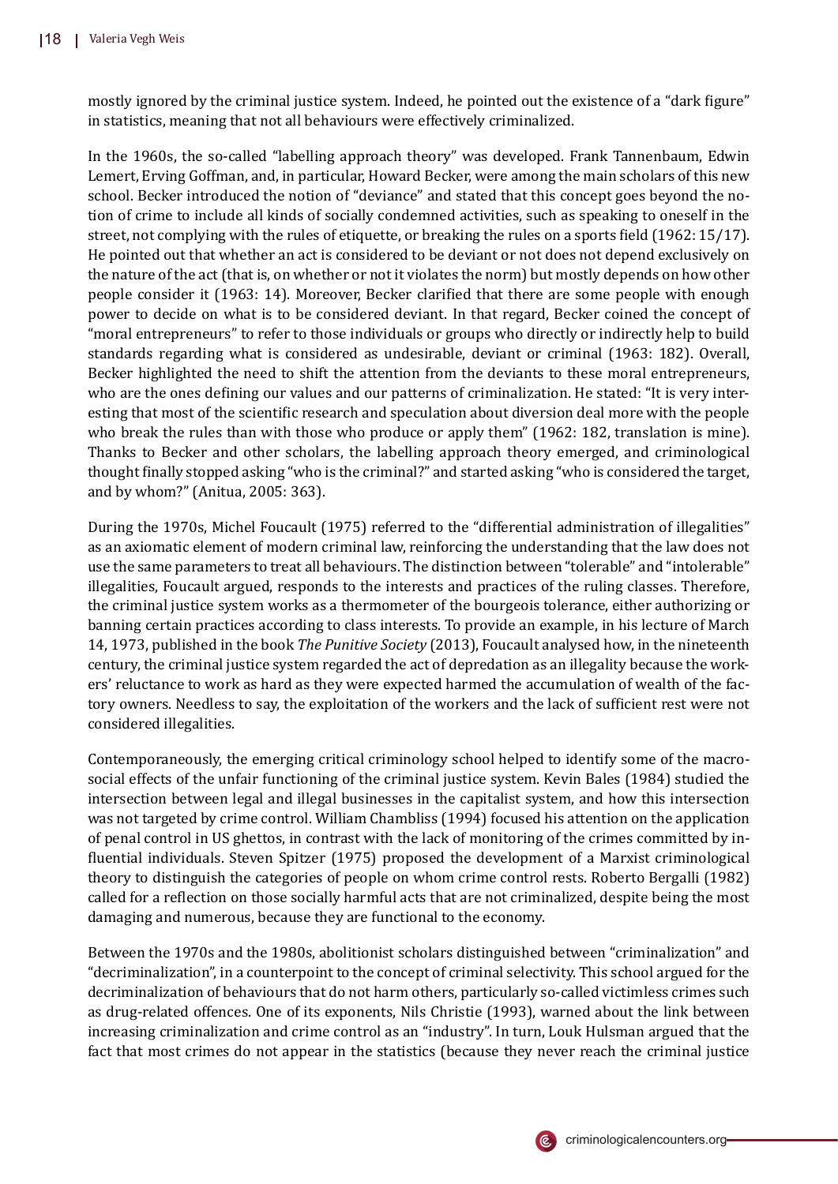mostly ignored by the criminal justice system. Indeed, he pointed out the existence of a "dark figure" in statistics, meaning that not all behaviours were effectively criminalized.

In the 1960s, the so-called "labelling approach theory" was developed. Frank Tannenbaum, Edwin Lemert, Erving Goffman, and, in particular, Howard Becker, were among the main scholars of this new school. Becker introduced the notion of "deviance" and stated that this concept goes beyond the notion of crime to include all kinds of socially condemned activities, such as speaking to oneself in the street, not complying with the rules of etiquette, or breaking the rules on a sports field (1962: 15/17). He pointed out that whether an act is considered to be deviant or not does not depend exclusively on the nature of the act (that is, on whether or not it violates the norm) but mostly depends on how other people consider it (1963: 14). Moreover, Becker clarified that there are some people with enough power to decide on what is to be considered deviant. In that regard, Becker coined the concept of "moral entrepreneurs" to refer to those individuals or groups who directly or indirectly help to build standards regarding what is considered as undesirable, deviant or criminal (1963: 182). Overall, Becker highlighted the need to shift the attention from the deviants to these moral entrepreneurs, who are the ones defining our values and our patterns of criminalization. He stated: "It is very interesting that most of the scientific research and speculation about diversion deal more with the people who break the rules than with those who produce or apply them" (1962: 182, translation is mine). Thanks to Becker and other scholars, the labelling approach theory emerged, and criminological thought finally stopped asking "who is the criminal?" and started asking "who is considered the target, and by whom?" (Anitua, 2005: 363).

During the 1970s, Michel Foucault (1975) referred to the "differential administration of illegalities" as an axiomatic element of modern criminal law, reinforcing the understanding that the law does not use the same parameters to treat all behaviours. The distinction between "tolerable" and "intolerable" illegalities, Foucault argued, responds to the interests and practices of the ruling classes. Therefore, the criminal justice system works as a thermometer of the bourgeois tolerance, either authorizing or banning certain practices according to class interests. To provide an example, in his lecture of March 14, 1973, published in the book *The Punitive Society* (2013), Foucault analysed how, in the nineteenth century, the criminal justice system regarded the act of depredation as an illegality because the workers' reluctance to work as hard as they were expected harmed the accumulation of wealth of the factory owners. Needless to say, the exploitation of the workers and the lack of sufficient rest were not considered illegalities.

Contemporaneously, the emerging critical criminology school helped to identify some of the macro-social effects of the unfair functioning of the criminal justice system. Kevin Bales (1984) studied the intersection between legal and illegal businesses in the capitalist system, and how this intersection was not targeted by crime control. William Chambliss (1994) focused his attention on the application of penal control in US ghettos, in contrast with the lack of monitoring of the crimes committed by influential individuals. Steven Spitzer (1975) proposed the development of a Marxist criminological theory to distinguish the categories of people on whom crime control rests. Roberto Bergalli (1982) called for a reflection on those socially harmful acts that are not criminalized, despite being the most damaging and numerous, because they are functional to the economy.

Between the 1970s and the 1980s, abolitionist scholars distinguished between "criminalization" and "decriminalization", in a counterpoint to the concept of criminal selectivity. This school argued for the decriminalization of behaviours that do not harm others, particularly so-called victimless crimes such as drug-related offences. One of its exponents, Nils Christie (1993), warned about the link between increasing criminalization and crime control as an "industry". In turn, Louk Hulsman argued that the fact that most crimes do not appear in the statistics (because they never reach the criminal justice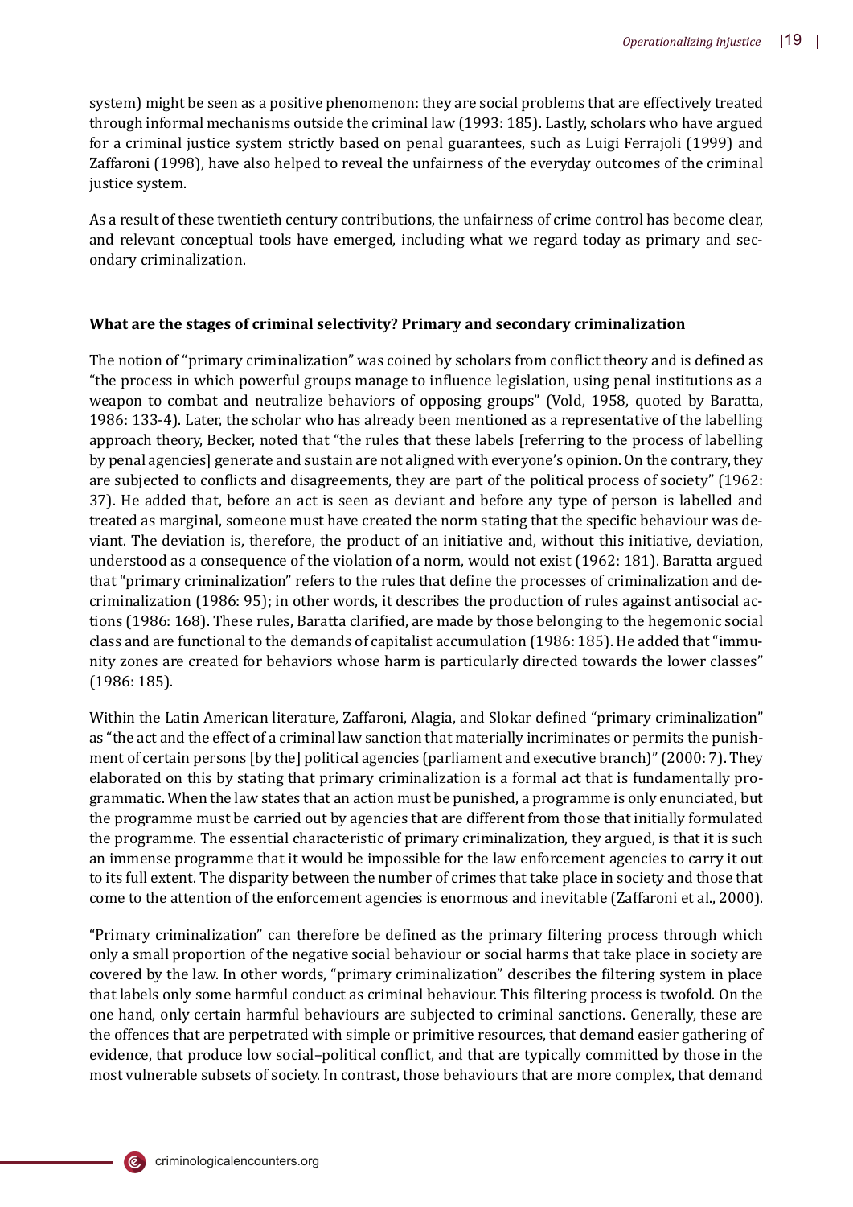system) might be seen as a positive phenomenon: they are social problems that are effectively treated through informal mechanisms outside the criminal law (1993: 185). Lastly, scholars who have argued for a criminal justice system strictly based on penal guarantees, such as Luigi Ferrajoli (1999) and Zaffaroni (1998), have also helped to reveal the unfairness of the everyday outcomes of the criminal justice system.

As a result of these twentieth century contributions, the unfairness of crime control has become clear, and relevant conceptual tools have emerged, including what we regard today as primary and secondary criminalization.

### What are the stages of criminal selectivity? Primary and secondary criminalization

The notion of "primary criminalization" was coined by scholars from conflict theory and is defined as "the process in which powerful groups manage to influence legislation, using penal institutions as a weapon to combat and neutralize behaviors of opposing groups" (Vold, 1958, quoted by Baratta, 1986: 133-4). Later, the scholar who has already been mentioned as a representative of the labelling approach theory, Becker, noted that "the rules that these labels [referring to the process of labelling by penal agencies] generate and sustain are not aligned with everyone's opinion. On the contrary, they are subjected to conflicts and disagreements, they are part of the political process of society" (1962: 37). He added that, before an act is seen as deviant and before any type of person is labelled and treated as marginal, someone must have created the norm stating that the specific behaviour was deviant. The deviation is, therefore, the product of an initiative and, without this initiative, deviation, understood as a consequence of the violation of a norm, would not exist (1962: 181). Baratta argued that "primary criminalization" refers to the rules that define the processes of criminalization and decriminalization (1986: 95); in other words, it describes the production of rules against antisocial actions (1986: 168). These rules, Baratta clarified, are made by those belonging to the hegemonic social class and are functional to the demands of capitalist accumulation (1986: 185). He added that "immunity zones are created for behaviors whose harm is particularly directed towards the lower classes" (1986: 185).

Within the Latin American literature, Zaffaroni, Alagia, and Slokar defined "primary criminalization" as "the act and the effect of a criminal law sanction that materially incriminates or permits the punishment of certain persons [by the] political agencies (parliament and executive branch)" (2000: 7). They elaborated on this by stating that primary criminalization is a formal act that is fundamentally programmatic. When the law states that an action must be punished, a programme is only enunciated, but the programme must be carried out by agencies that are different from those that initially formulated the programme. The essential characteristic of primary criminalization, they argued, is that it is such an immense programme that it would be impossible for the law enforcement agencies to carry it out to its full extent. The disparity between the number of crimes that take place in society and those that come to the attention of the enforcement agencies is enormous and inevitable (Zaffaroni et al., 2000).

"Primary criminalization" can therefore be defined as the primary filtering process through which only a small proportion of the negative social behaviour or social harms that take place in society are covered by the law. In other words, "primary criminalization" describes the filtering system in place that labels only some harmful conduct as criminal behaviour. This filtering process is twofold. On the one hand, only certain harmful behaviours are subjected to criminal sanctions. Generally, these are the offences that are perpetrated with simple or primitive resources, that demand easier gathering of evidence, that produce low social–political conflict, and that are typically committed by those in the most vulnerable subsets of society. In contrast, those behaviours that are more complex, that demand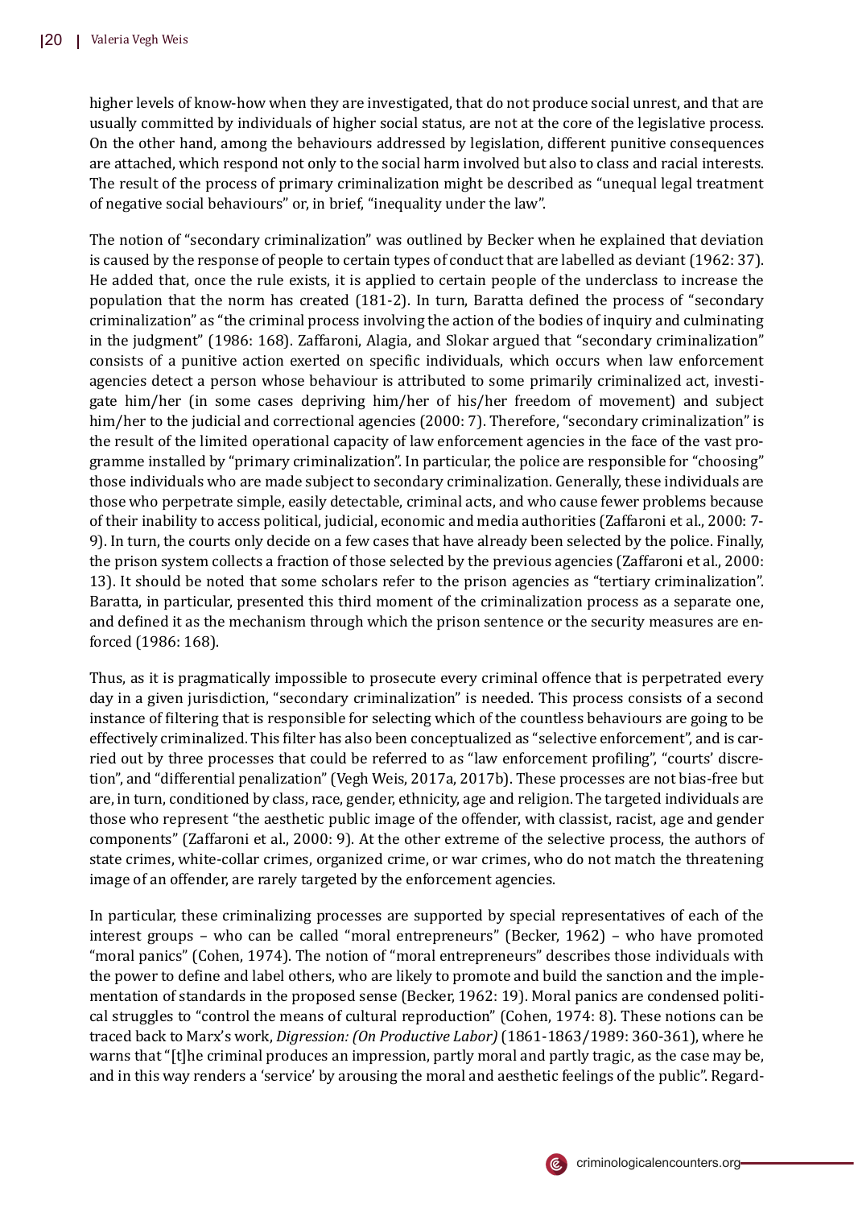higher levels of know-how when they are investigated, that do not produce social unrest, and that are usually committed by individuals of higher social status, are not at the core of the legislative process. On the other hand, among the behaviours addressed by legislation, different punitive consequences are attached, which respond not only to the social harm involved but also to class and racial interests. The result of the process of primary criminalization might be described as "unequal legal treatment of negative social behaviours" or, in brief, "inequality under the law".

The notion of "secondary criminalization" was outlined by Becker when he explained that deviation is caused by the response of people to certain types of conduct that are labelled as deviant (1962: 37). He added that, once the rule exists, it is applied to certain people of the underclass to increase the population that the norm has created (181-2). In turn, Baratta defined the process of "secondary criminalization" as "the criminal process involving the action of the bodies of inquiry and culminating in the judgment" (1986: 168). Zaffaroni, Alagia, and Slokar argued that "secondary criminalization" consists of a punitive action exerted on specific individuals, which occurs when law enforcement agencies detect a person whose behaviour is attributed to some primarily criminalized act, investigate him/her (in some cases depriving him/her of his/her freedom of movement) and subject him/her to the judicial and correctional agencies (2000: 7). Therefore, "secondary criminalization" is the result of the limited operational capacity of law enforcement agencies in the face of the vast programme installed by "primary criminalization". In particular, the police are responsible for "choosing" those individuals who are made subject to secondary criminalization. Generally, these individuals are those who perpetrate simple, easily detectable, criminal acts, and who cause fewer problems because of their inability to access political, judicial, economic and media authorities (Zaffaroni et al., 2000: 7-9). In turn, the courts only decide on a few cases that have already been selected by the police. Finally, the prison system collects a fraction of those selected by the previous agencies (Zaffaroni et al., 2000: 13). It should be noted that some scholars refer to the prison agencies as "tertiary criminalization". Baratta, in particular, presented this third moment of the criminalization process as a separate one, and defined it as the mechanism through which the prison sentence or the security measures are enforced (1986: 168).

Thus, as it is pragmatically impossible to prosecute every criminal offence that is perpetrated every day in a given jurisdiction, "secondary criminalization" is needed. This process consists of a second instance of filtering that is responsible for selecting which of the countless behaviours are going to be effectively criminalized. This filter has also been conceptualized as "selective enforcement", and is carried out by three processes that could be referred to as "law enforcement profiling", "courts' discretion", and "differential penalization" (Vegh Weis, 2017a, 2017b). These processes are not bias-free but are, in turn, conditioned by class, race, gender, ethnicity, age and religion. The targeted individuals are those who represent "the aesthetic public image of the offender, with classist, racist, age and gender components" (Zaffaroni et al., 2000: 9). At the other extreme of the selective process, the authors of state crimes, white-collar crimes, organized crime, or war crimes, who do not match the threatening image of an offender, are rarely targeted by the enforcement agencies.

In particular, these criminalizing processes are supported by special representatives of each of the interest groups – who can be called "moral entrepreneurs" (Becker, 1962) – who have promoted "moral panics" (Cohen, 1974). The notion of "moral entrepreneurs" describes those individuals with the power to define and label others, who are likely to promote and build the sanction and the implementation of standards in the proposed sense (Becker, 1962: 19). Moral panics are condensed political struggles to "control the means of cultural reproduction" (Cohen, 1974: 8). These notions can be traced back to Marx's work, *Digression: (On Productive Labor)* (1861-1863/1989: 360-361), where he warns that "[t]he criminal produces an impression, partly moral and partly tragic, as the case may be, and in this way renders a 'service' by arousing the moral and aesthetic feelings of the public". Regard-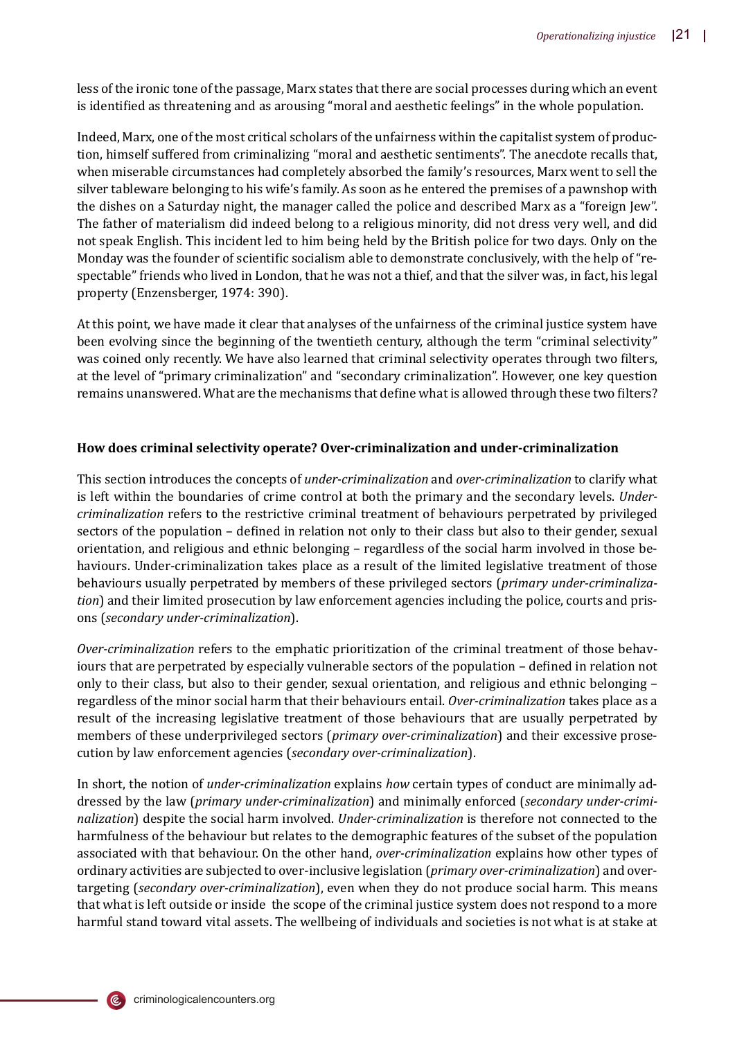less of the ironic tone of the passage, Marx states that there are social processes during which an event is identified as threatening and as arousing "moral and aesthetic feelings" in the whole population.

Indeed, Marx, one of the most critical scholars of the unfairness within the capitalist system of production, himself suffered from criminalizing "moral and aesthetic sentiments". The anecdote recalls that, when miserable circumstances had completely absorbed the family's resources, Marx went to sell the silver tableware belonging to his wife's family. As soon as he entered the premises of a pawnshop with the dishes on a Saturday night, the manager called the police and described Marx as a "foreign Jew". The father of materialism did indeed belong to a religious minority, did not dress very well, and did not speak English. This incident led to him being held by the British police for two days. Only on the Monday was the founder of scientific socialism able to demonstrate conclusively, with the help of "respectable" friends who lived in London, that he was not a thief, and that the silver was, in fact, his legal property (Enzensberger, 1974: 390).

At this point, we have made it clear that analyses of the unfairness of the criminal justice system have been evolving since the beginning of the twentieth century, although the term "criminal selectivity" was coined only recently. We have also learned that criminal selectivity operates through two filters, at the level of "primary criminalization" and "secondary criminalization". However, one key question remains unanswered. What are the mechanisms that define what is allowed through these two filters?

### How does criminal selectivity operate? Over-criminalization and under-criminalization

This section introduces the concepts of *under-criminalization* and *over-criminalization* to clarify what is left within the boundaries of crime control at both the primary and the secondary levels. *Under-criminalization* refers to the restrictive criminal treatment of behaviours perpetrated by privileged sectors of the population – defined in relation not only to their class but also to their gender, sexual orientation, and religious and ethnic belonging – regardless of the social harm involved in those behaviours. Under-criminalization takes place as a result of the limited legislative treatment of those behaviours usually perpetrated by members of these privileged sectors (*primary under-criminalization*) and their limited prosecution by law enforcement agencies including the police, courts and prisons (*secondary under-criminalization*).

*Over-criminalization* refers to the emphatic prioritization of the criminal treatment of those behaviours that are perpetrated by especially vulnerable sectors of the population – defined in relation not only to their class, but also to their gender, sexual orientation, and religious and ethnic belonging – regardless of the minor social harm that their behaviours entail. *Over-criminalization* takes place as a result of the increasing legislative treatment of those behaviours that are usually perpetrated by members of these underprivileged sectors (*primary over-criminalization*) and their excessive prosecution by law enforcement agencies (*secondary over-criminalization*).

In short, the notion of *under-criminalization* explains *how* certain types of conduct are minimally addressed by the law (*primary under-criminalization*) and minimally enforced (*secondary under-criminalization*) despite the social harm involved. *Under-criminalization* is therefore not connected to the harmfulness of the behaviour but relates to the demographic features of the subset of the population associated with that behaviour. On the other hand, *over-criminalization* explains how other types of ordinary activities are subjected to over-inclusive legislation (*primary over-criminalization*) and over-targeting (*secondary over-criminalization*), even when they do not produce social harm. This means that what is left outside or inside the scope of the criminal justice system does not respond to a more harmful stand toward vital assets. The wellbeing of individuals and societies is not what is at stake at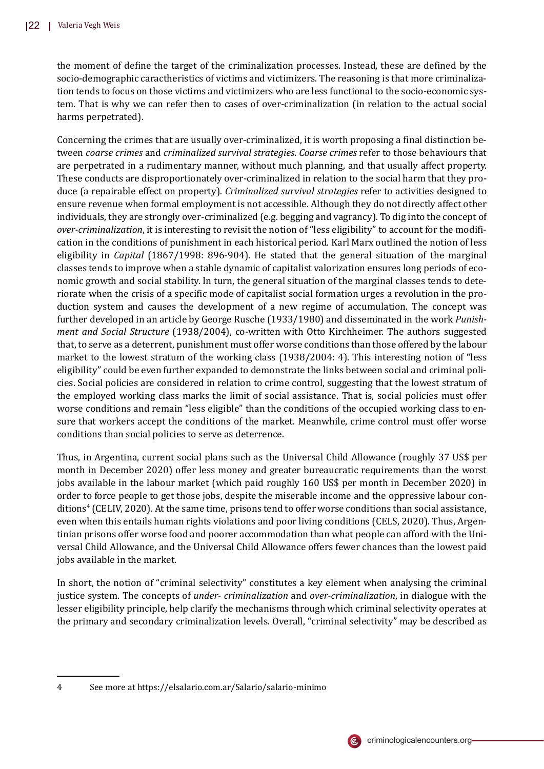the moment of define the target of the criminalization processes. Instead, these are defined by the socio-demographic caractheristics of victims and victimizers. The reasoning is that more criminalization tends to focus on those victims and victimizers who are less functional to the socio-economic system. That is why we can refer then to cases of over-criminalization (in relation to the actual social harms perpetrated).

Concerning the crimes that are usually over-criminalized, it is worth proposing a final distinction between *coarse crimes* and *criminalized survival strategies*. *Coarse crimes* refer to those behaviours that are perpetrated in a rudimentary manner, without much planning, and that usually affect property. These conducts are disproportionately over-criminalized in relation to the social harm that they produce (a repairable effect on property). *Criminalized survival strategies* refer to activities designed to ensure revenue when formal employment is not accessible. Although they do not directly affect other individuals, they are strongly over-criminalized (e.g. begging and vagrancy). To dig into the concept of *over-criminalization*, it is interesting to revisit the notion of "less eligibility" to account for the modification in the conditions of punishment in each historical period. Karl Marx outlined the notion of less eligibility in *Capital* (1867/1998: 896-904). He stated that the general situation of the marginal classes tends to improve when a stable dynamic of capitalist valorization ensures long periods of economic growth and social stability. In turn, the general situation of the marginal classes tends to deteriorate when the crisis of a specific mode of capitalist social formation urges a revolution in the production system and causes the development of a new regime of accumulation. The concept was further developed in an article by George Rusche (1933/1980) and disseminated in the work *Punishment and Social Structure* (1938/2004), co-written with Otto Kirchheimer. The authors suggested that, to serve as a deterrent, punishment must offer worse conditions than those offered by the labour market to the lowest stratum of the working class (1938/2004: 4). This interesting notion of "less eligibility" could be even further expanded to demonstrate the links between social and criminal policies. Social policies are considered in relation to crime control, suggesting that the lowest stratum of the employed working class marks the limit of social assistance. That is, social policies must offer worse conditions and remain "less eligible" than the conditions of the occupied working class to ensure that workers accept the conditions of the market. Meanwhile, crime control must offer worse conditions than social policies to serve as deterrence.

Thus, in Argentina, current social plans such as the Universal Child Allowance (roughly 37 US$ per month in December 2020) offer less money and greater bureaucratic requirements than the worst jobs available in the labour market (which paid roughly 160 US$ per month in December 2020) in order to force people to get those jobs, despite the miserable income and the oppressive labour conditions[4] (CELIV, 2020). At the same time, prisons tend to offer worse conditions than social assistance, even when this entails human rights violations and poor living conditions (CELS, 2020). Thus, Argentinian prisons offer worse food and poorer accommodation than what people can afford with the Universal Child Allowance, and the Universal Child Allowance offers fewer chances than the lowest paid jobs available in the market.

In short, the notion of "criminal selectivity" constitutes a key element when analysing the criminal justice system. The concepts of *under- criminalization* and *over-criminalization*, in dialogue with the lesser eligibility principle, help clarify the mechanisms through which criminal selectivity operates at the primary and secondary criminalization levels. Overall, "criminal selectivity" may be described as

---

4 See more at https://elsalario.com.ar/Salario/salario-minimo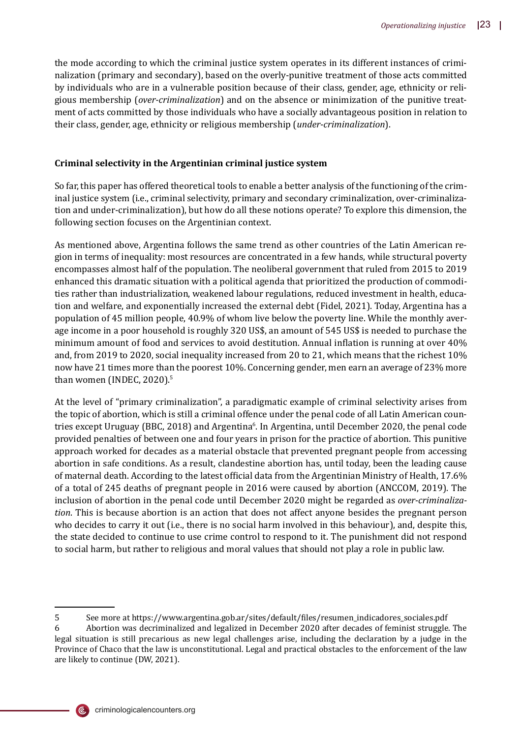the mode according to which the criminal justice system operates in its different instances of criminalization (primary and secondary), based on the overly-punitive treatment of those acts committed by individuals who are in a vulnerable position because of their class, gender, age, ethnicity or religious membership (*over-criminalization*) and on the absence or minimization of the punitive treatment of acts committed by those individuals who have a socially advantageous position in relation to their class, gender, age, ethnicity or religious membership (*under-criminalization*).

**Criminal selectivity in the Argentinian criminal justice system**

So far, this paper has offered theoretical tools to enable a better analysis of the functioning of the criminal justice system (i.e., criminal selectivity, primary and secondary criminalization, over-criminalization and under-criminalization), but how do all these notions operate? To explore this dimension, the following section focuses on the Argentinian context.

As mentioned above, Argentina follows the same trend as other countries of the Latin American region in terms of inequality: most resources are concentrated in a few hands, while structural poverty encompasses almost half of the population. The neoliberal government that ruled from 2015 to 2019 enhanced this dramatic situation with a political agenda that prioritized the production of commodities rather than industrialization, weakened labour regulations, reduced investment in health, education and welfare, and exponentially increased the external debt (Fidel, 2021). Today, Argentina has a population of 45 million people, 40.9% of whom live below the poverty line. While the monthly average income in a poor household is roughly 320 US$, an amount of 545 US$ is needed to purchase the minimum amount of food and services to avoid destitution. Annual inflation is running at over 40% and, from 2019 to 2020, social inequality increased from 20 to 21, which means that the richest 10% now have 21 times more than the poorest 10%. Concerning gender, men earn an average of 23% more than women (INDEC, 2020).[5]

At the level of "primary criminalization", a paradigmatic example of criminal selectivity arises from the topic of abortion, which is still a criminal offence under the penal code of all Latin American countries except Uruguay (BBC, 2018) and Argentina[6]. In Argentina, until December 2020, the penal code provided penalties of between one and four years in prison for the practice of abortion. This punitive approach worked for decades as a material obstacle that prevented pregnant people from accessing abortion in safe conditions. As a result, clandestine abortion has, until today, been the leading cause of maternal death. According to the latest official data from the Argentinian Ministry of Health, 17.6% of a total of 245 deaths of pregnant people in 2016 were caused by abortion (ANCCOM, 2019). The inclusion of abortion in the penal code until December 2020 might be regarded as *over-criminalization*. This is because abortion is an action that does not affect anyone besides the pregnant person who decides to carry it out (i.e., there is no social harm involved in this behaviour), and, despite this, the state decided to continue to use crime control to respond to it. The punishment did not respond to social harm, but rather to religious and moral values that should not play a role in public law.

---

5 See more at https://www.argentina.gob.ar/sites/default/files/resumen_indicadores_sociales.pdf

6 Abortion was decriminalized and legalized in December 2020 after decades of feminist struggle. The legal situation is still precarious as new legal challenges arise, including the declaration by a judge in the Province of Chaco that the law is unconstitutional. Legal and practical obstacles to the enforcement of the law are likely to continue (DW, 2021).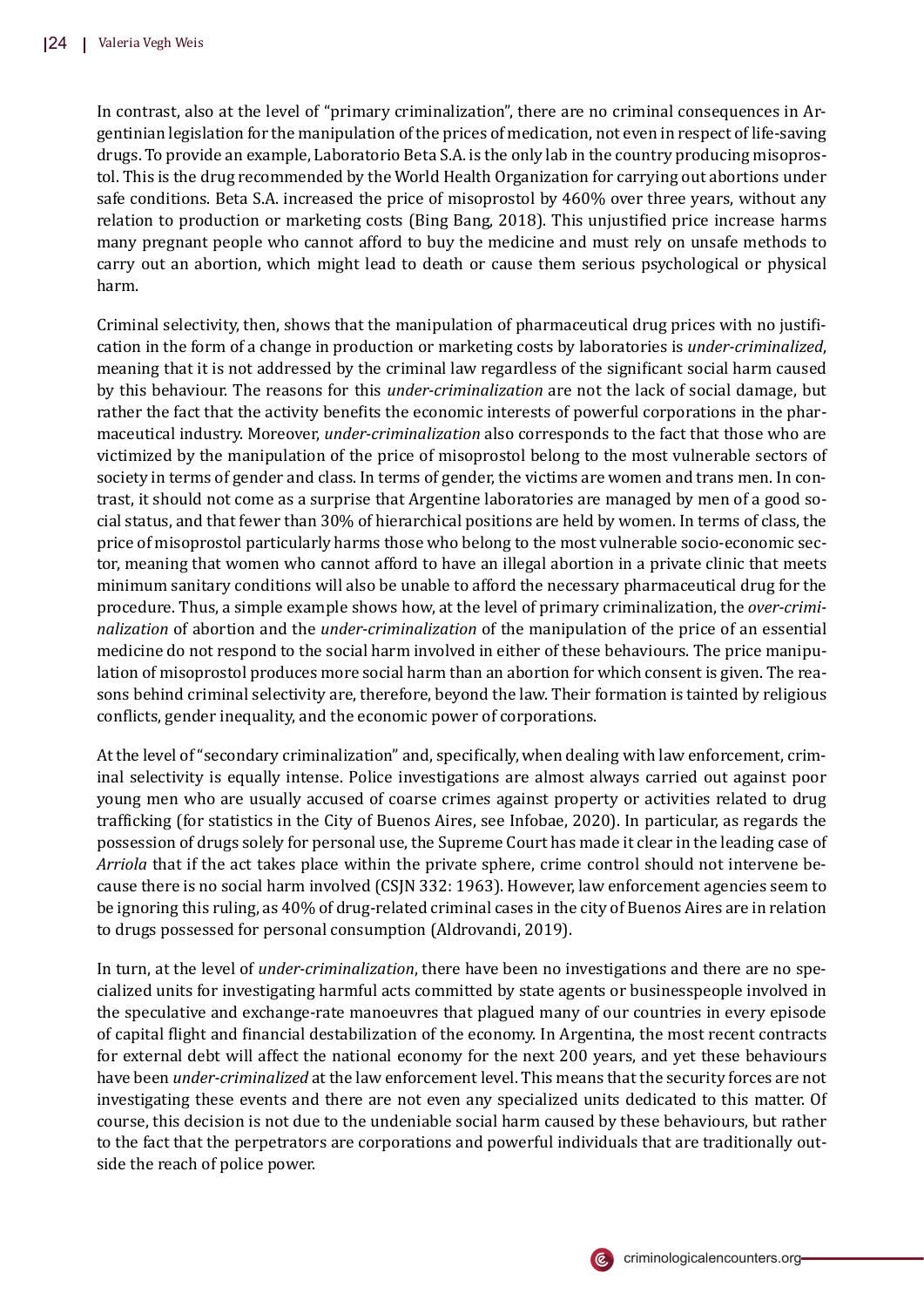In contrast, also at the level of "primary criminalization", there are no criminal consequences in Argentinian legislation for the manipulation of the prices of medication, not even in respect of life-saving drugs. To provide an example, Laboratorio Beta S.A. is the only lab in the country producing misoprostol. This is the drug recommended by the World Health Organization for carrying out abortions under safe conditions. Beta S.A. increased the price of misoprostol by 460% over three years, without any relation to production or marketing costs (Bing Bang, 2018). This unjustified price increase harms many pregnant people who cannot afford to buy the medicine and must rely on unsafe methods to carry out an abortion, which might lead to death or cause them serious psychological or physical harm.

Criminal selectivity, then, shows that the manipulation of pharmaceutical drug prices with no justification in the form of a change in production or marketing costs by laboratories is *under-criminalized*, meaning that it is not addressed by the criminal law regardless of the significant social harm caused by this behaviour. The reasons for this *under-criminalization* are not the lack of social damage, but rather the fact that the activity benefits the economic interests of powerful corporations in the pharmaceutical industry. Moreover, *under-criminalization* also corresponds to the fact that those who are victimized by the manipulation of the price of misoprostol belong to the most vulnerable sectors of society in terms of gender and class. In terms of gender, the victims are women and trans men. In contrast, it should not come as a surprise that Argentine laboratories are managed by men of a good social status, and that fewer than 30% of hierarchical positions are held by women. In terms of class, the price of misoprostol particularly harms those who belong to the most vulnerable socio-economic sector, meaning that women who cannot afford to have an illegal abortion in a private clinic that meets minimum sanitary conditions will also be unable to afford the necessary pharmaceutical drug for the procedure. Thus, a simple example shows how, at the level of primary criminalization, the *over-criminalization* of abortion and the *under-criminalization* of the manipulation of the price of an essential medicine do not respond to the social harm involved in either of these behaviours. The price manipulation of misoprostol produces more social harm than an abortion for which consent is given. The reasons behind criminal selectivity are, therefore, beyond the law. Their formation is tainted by religious conflicts, gender inequality, and the economic power of corporations.

At the level of "secondary criminalization" and, specifically, when dealing with law enforcement, criminal selectivity is equally intense. Police investigations are almost always carried out against poor young men who are usually accused of coarse crimes against property or activities related to drug trafficking (for statistics in the City of Buenos Aires, see Infobae, 2020). In particular, as regards the possession of drugs solely for personal use, the Supreme Court has made it clear in the leading case of *Arriola* that if the act takes place within the private sphere, crime control should not intervene because there is no social harm involved (CSJN 332: 1963). However, law enforcement agencies seem to be ignoring this ruling, as 40% of drug-related criminal cases in the city of Buenos Aires are in relation to drugs possessed for personal consumption (Aldrovandi, 2019).

In turn, at the level of *under-criminalization*, there have been no investigations and there are no specialized units for investigating harmful acts committed by state agents or businesspeople involved in the speculative and exchange-rate manoeuvres that plagued many of our countries in every episode of capital flight and financial destabilization of the economy. In Argentina, the most recent contracts for external debt will affect the national economy for the next 200 years, and yet these behaviours have been *under-criminalized* at the law enforcement level. This means that the security forces are not investigating these events and there are not even any specialized units dedicated to this matter. Of course, this decision is not due to the undeniable social harm caused by these behaviours, but rather to the fact that the perpetrators are corporations and powerful individuals that are traditionally outside the reach of police power.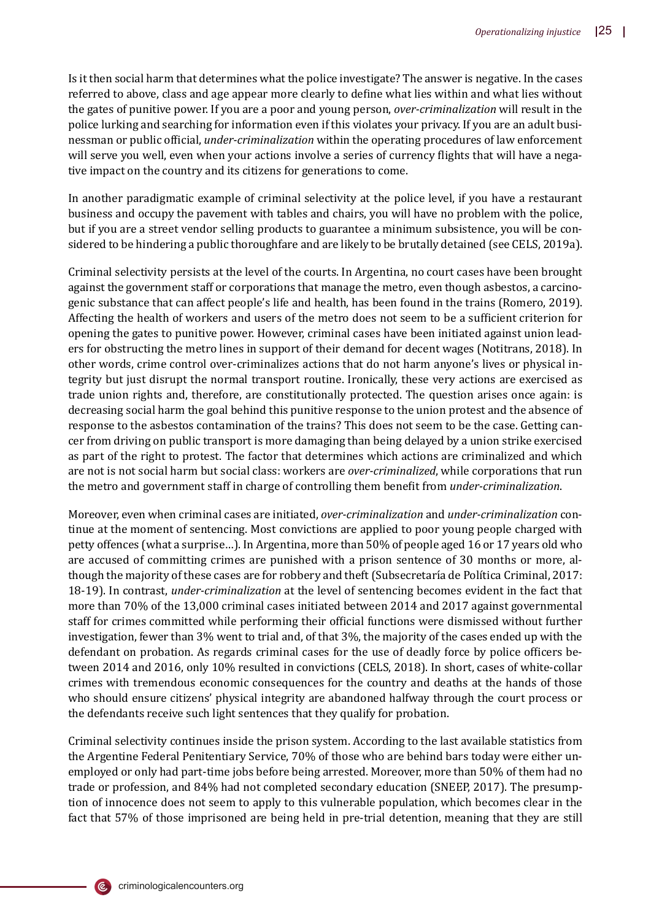Is it then social harm that determines what the police investigate? The answer is negative. In the cases referred to above, class and age appear more clearly to define what lies within and what lies without the gates of punitive power. If you are a poor and young person, *over-criminalization* will result in the police lurking and searching for information even if this violates your privacy. If you are an adult businessman or public official, *under-criminalization* within the operating procedures of law enforcement will serve you well, even when your actions involve a series of currency flights that will have a negative impact on the country and its citizens for generations to come.

In another paradigmatic example of criminal selectivity at the police level, if you have a restaurant business and occupy the pavement with tables and chairs, you will have no problem with the police, but if you are a street vendor selling products to guarantee a minimum subsistence, you will be considered to be hindering a public thoroughfare and are likely to be brutally detained (see CELS, 2019a).

Criminal selectivity persists at the level of the courts. In Argentina, no court cases have been brought against the government staff or corporations that manage the metro, even though asbestos, a carcinogenic substance that can affect people's life and health, has been found in the trains (Romero, 2019). Affecting the health of workers and users of the metro does not seem to be a sufficient criterion for opening the gates to punitive power. However, criminal cases have been initiated against union leaders for obstructing the metro lines in support of their demand for decent wages (Notitrans, 2018). In other words, crime control over-criminalizes actions that do not harm anyone's lives or physical integrity but just disrupt the normal transport routine. Ironically, these very actions are exercised as trade union rights and, therefore, are constitutionally protected. The question arises once again: is decreasing social harm the goal behind this punitive response to the union protest and the absence of response to the asbestos contamination of the trains? This does not seem to be the case. Getting cancer from driving on public transport is more damaging than being delayed by a union strike exercised as part of the right to protest. The factor that determines which actions are criminalized and which are not is not social harm but social class: workers are *over-criminalized*, while corporations that run the metro and government staff in charge of controlling them benefit from *under-criminalization*.

Moreover, even when criminal cases are initiated, *over-criminalization* and *under-criminalization* continue at the moment of sentencing. Most convictions are applied to poor young people charged with petty offences (what a surprise…). In Argentina, more than 50% of people aged 16 or 17 years old who are accused of committing crimes are punished with a prison sentence of 30 months or more, although the majority of these cases are for robbery and theft (Subsecretaría de Política Criminal, 2017: 18-19). In contrast, *under-criminalization* at the level of sentencing becomes evident in the fact that more than 70% of the 13,000 criminal cases initiated between 2014 and 2017 against governmental staff for crimes committed while performing their official functions were dismissed without further investigation, fewer than 3% went to trial and, of that 3%, the majority of the cases ended up with the defendant on probation. As regards criminal cases for the use of deadly force by police officers between 2014 and 2016, only 10% resulted in convictions (CELS, 2018). In short, cases of white-collar crimes with tremendous economic consequences for the country and deaths at the hands of those who should ensure citizens' physical integrity are abandoned halfway through the court process or the defendants receive such light sentences that they qualify for probation.

Criminal selectivity continues inside the prison system. According to the last available statistics from the Argentine Federal Penitentiary Service, 70% of those who are behind bars today were either unemployed or only had part-time jobs before being arrested. Moreover, more than 50% of them had no trade or profession, and 84% had not completed secondary education (SNEEP, 2017). The presumption of innocence does not seem to apply to this vulnerable population, which becomes clear in the fact that 57% of those imprisoned are being held in pre-trial detention, meaning that they are still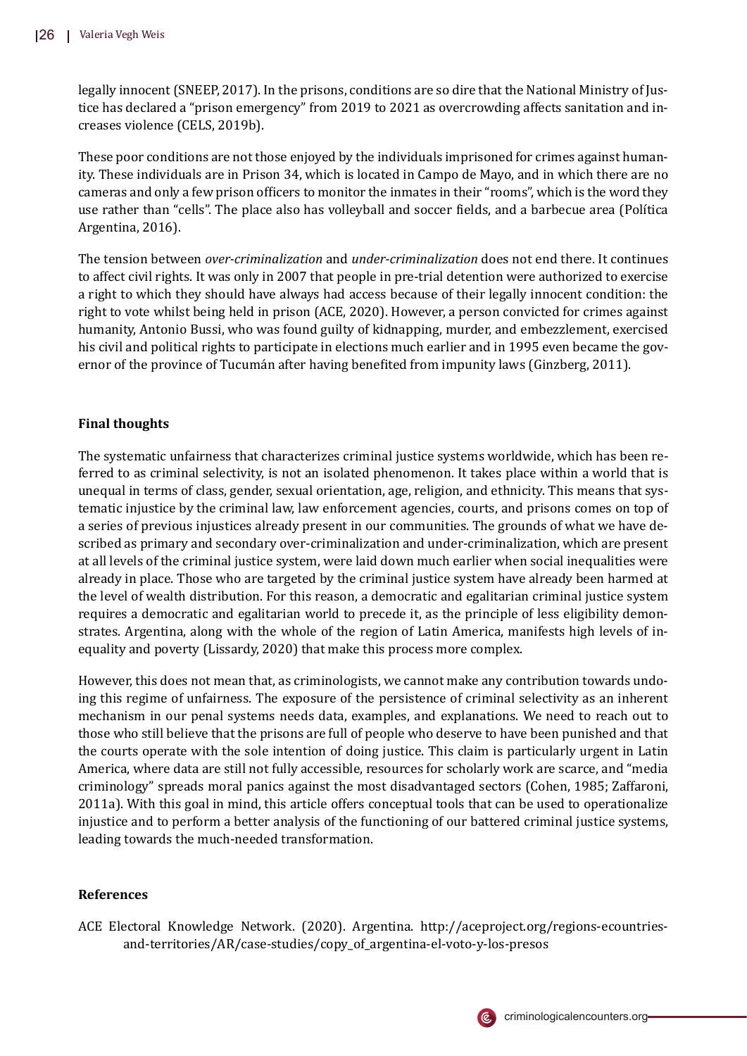legally innocent (SNEEP, 2017). In the prisons, conditions are so dire that the National Ministry of Justice has declared a "prison emergency" from 2019 to 2021 as overcrowding affects sanitation and increases violence (CELS, 2019b).

These poor conditions are not those enjoyed by the individuals imprisoned for crimes against humanity. These individuals are in Prison 34, which is located in Campo de Mayo, and in which there are no cameras and only a few prison officers to monitor the inmates in their "rooms", which is the word they use rather than "cells". The place also has volleyball and soccer fields, and a barbecue area (Política Argentina, 2016).

The tension between *over-criminalization* and *under-criminalization* does not end there. It continues to affect civil rights. It was only in 2007 that people in pre-trial detention were authorized to exercise a right to which they should have always had access because of their legally innocent condition: the right to vote whilst being held in prison (ACE, 2020). However, a person convicted for crimes against humanity, Antonio Bussi, who was found guilty of kidnapping, murder, and embezzlement, exercised his civil and political rights to participate in elections much earlier and in 1995 even became the governor of the province of Tucumán after having benefited from impunity laws (Ginzberg, 2011).

## Final thoughts

The systematic unfairness that characterizes criminal justice systems worldwide, which has been referred to as criminal selectivity, is not an isolated phenomenon. It takes place within a world that is unequal in terms of class, gender, sexual orientation, age, religion, and ethnicity. This means that systematic injustice by the criminal law, law enforcement agencies, courts, and prisons comes on top of a series of previous injustices already present in our communities. The grounds of what we have described as primary and secondary over-criminalization and under-criminalization, which are present at all levels of the criminal justice system, were laid down much earlier when social inequalities were already in place. Those who are targeted by the criminal justice system have already been harmed at the level of wealth distribution. For this reason, a democratic and egalitarian criminal justice system requires a democratic and egalitarian world to precede it, as the principle of less eligibility demonstrates. Argentina, along with the whole of the region of Latin America, manifests high levels of inequality and poverty (Lissardy, 2020) that make this process more complex.

However, this does not mean that, as criminologists, we cannot make any contribution towards undoing this regime of unfairness. The exposure of the persistence of criminal selectivity as an inherent mechanism in our penal systems needs data, examples, and explanations. We need to reach out to those who still believe that the prisons are full of people who deserve to have been punished and that the courts operate with the sole intention of doing justice. This claim is particularly urgent in Latin America, where data are still not fully accessible, resources for scholarly work are scarce, and "media criminology" spreads moral panics against the most disadvantaged sectors (Cohen, 1985; Zaffaroni, 2011a). With this goal in mind, this article offers conceptual tools that can be used to operationalize injustice and to perform a better analysis of the functioning of our battered criminal justice systems, leading towards the much-needed transformation.

## References

ACE Electoral Knowledge Network. (2020). Argentina. http://aceproject.org/regions-ecountries-and-territories/AR/case-studies/copy_of_argentina-el-voto-y-los-presos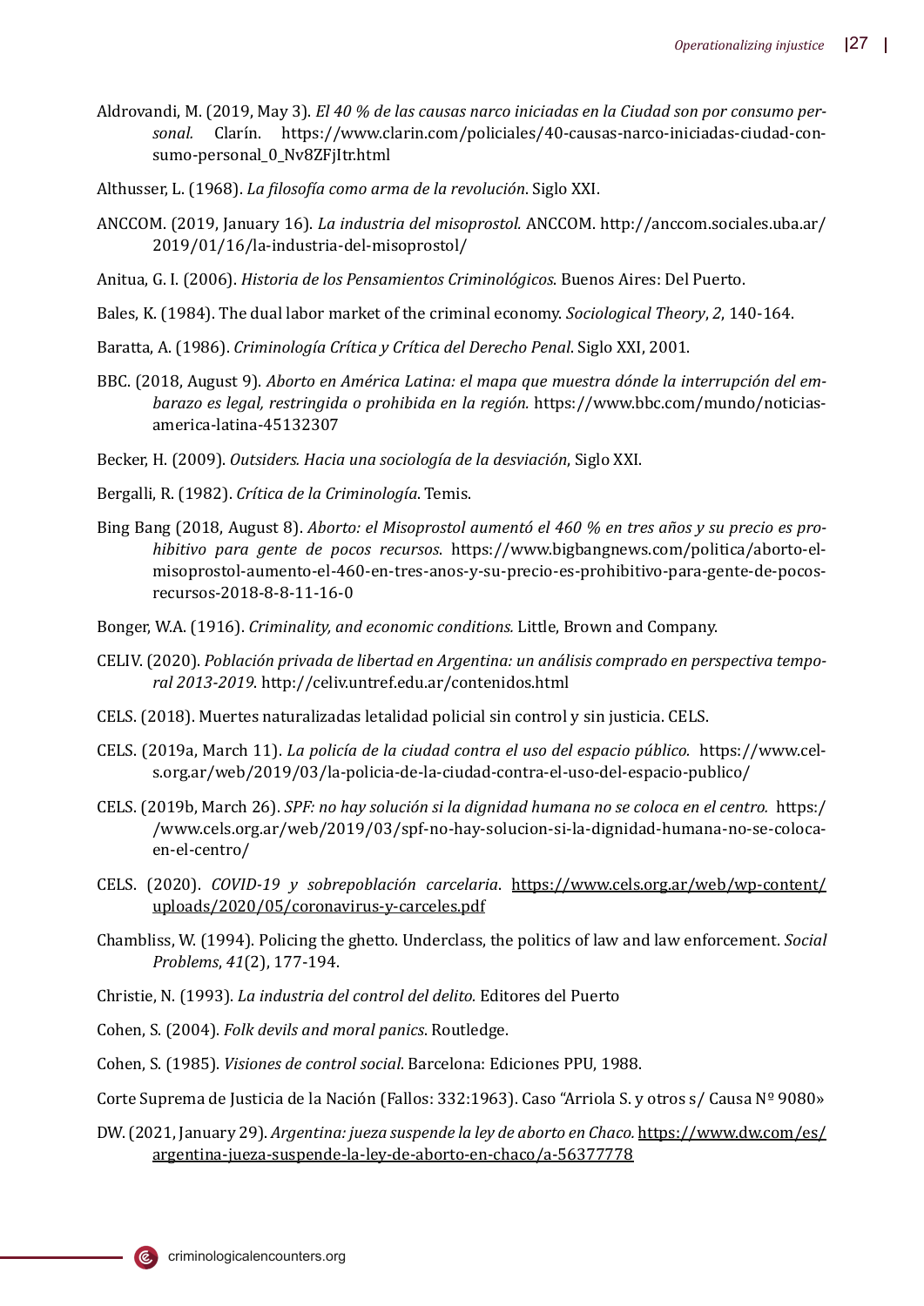Aldrovandi, M. (2019, May 3). *El 40 % de las causas narco iniciadas en la Ciudad son por consumo personal.* Clarín. https://www.clarin.com/policiales/40-causas-narco-iniciadas-ciudad-consumo-personal_0_Nv8ZFjItr.html

Althusser, L. (1968). *La filosofía como arma de la revolución*. Siglo XXI.

ANCCOM. (2019, January 16). *La industria del misoprostol.* ANCCOM. http://anccom.sociales.uba.ar/2019/01/16/la-industria-del-misoprostol/

Anitua, G. I. (2006). *Historia de los Pensamientos Criminológicos*. Buenos Aires: Del Puerto.

Bales, K. (1984). The dual labor market of the criminal economy. *Sociological Theory*, *2*, 140-164.

Baratta, A. (1986). *Criminología Crítica y Crítica del Derecho Penal*. Siglo XXI, 2001.

BBC. (2018, August 9). *Aborto en América Latina: el mapa que muestra dónde la interrupción del embarazo es legal, restringida o prohibida en la región.* https://www.bbc.com/mundo/noticias-america-latina-45132307

Becker, H. (2009). *Outsiders. Hacia una sociología de la desviación*, Siglo XXI.

Bergalli, R. (1982). *Crítica de la Criminología*. Temis.

Bing Bang (2018, August 8). *Aborto: el Misoprostol aumentó el 460 % en tres años y su precio es prohibitivo para gente de pocos recursos*. https://www.bigbangnews.com/politica/aborto-el-misoprostol-aumento-el-460-en-tres-anos-y-su-precio-es-prohibitivo-para-gente-de-pocos-recursos-2018-8-8-11-16-0

Bonger, W.A. (1916). *Criminality, and economic conditions.* Little, Brown and Company.

CELIV. (2020). *Población privada de libertad en Argentina: un análisis comprado en perspectiva temporal 2013-2019*. http://celiv.untref.edu.ar/contenidos.html

CELS. (2018). Muertes naturalizadas letalidad policial sin control y sin justicia. CELS.

CELS. (2019a, March 11). *La policía de la ciudad contra el uso del espacio público.* https://www.cels.org.ar/web/2019/03/la-policia-de-la-ciudad-contra-el-uso-del-espacio-publico/

CELS. (2019b, March 26). *SPF: no hay solución si la dignidad humana no se coloca en el centro.* https://www.cels.org.ar/web/2019/03/spf-no-hay-solucion-si-la-dignidad-humana-no-se-coloca-en-el-centro/

CELS. (2020). *COVID-19 y sobrepoblación carcelaria*. https://www.cels.org.ar/web/wp-content/uploads/2020/05/coronavirus-y-carceles.pdf

Chambliss, W. (1994). Policing the ghetto. Underclass, the politics of law and law enforcement. *Social Problems*, *41*(2), 177-194.

Christie, N. (1993). *La industria del control del delito.* Editores del Puerto

Cohen, S. (2004). *Folk devils and moral panics*. Routledge.

Cohen, S. (1985). *Visiones de control social*. Barcelona: Ediciones PPU, 1988.

Corte Suprema de Justicia de la Nación (Fallos: 332:1963). Caso "Arriola S. y otros s/ Causa Nº 9080»

DW. (2021, January 29). *Argentina: jueza suspende la ley de aborto en Chaco.* https://www.dw.com/es/argentina-jueza-suspende-la-ley-de-aborto-en-chaco/a-56377778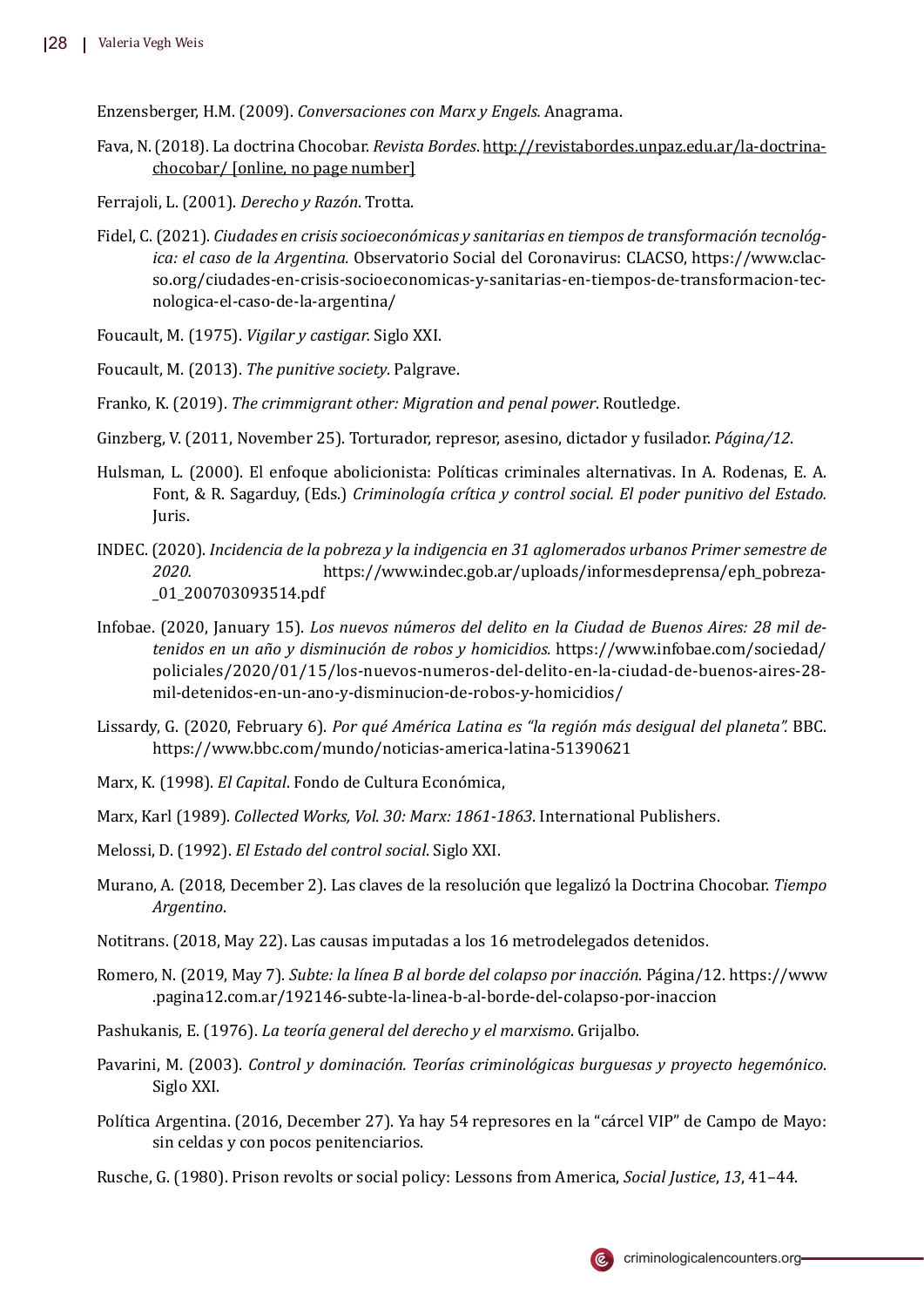Enzensberger, H.M. (2009). *Conversaciones con Marx y Engels.* Anagrama.

Fava, N. (2018). La doctrina Chocobar. *Revista Bordes*. http://revistabordes.unpaz.edu.ar/la-doctrina-chocobar/ [online, no page number]

Ferrajoli, L. (2001). *Derecho y Razón*. Trotta.

Fidel, C. (2021). *Ciudades en crisis socioeconómicas y sanitarias en tiempos de transformación tecnológica: el caso de la Argentina.* Observatorio Social del Coronavirus: CLACSO, https://www.clacso.org/ciudades-en-crisis-socioeconomicas-y-sanitarias-en-tiempos-de-transformacion-tecnologica-el-caso-de-la-argentina/

Foucault, M. (1975). *Vigilar y castigar.* Siglo XXI.

Foucault, M. (2013). *The punitive society*. Palgrave.

Franko, K. (2019). *The crimmigrant other: Migration and penal power*. Routledge.

Ginzberg, V. (2011, November 25). Torturador, represor, asesino, dictador y fusilador. *Página/12.*

Hulsman, L. (2000). El enfoque abolicionista: Políticas criminales alternativas. In A. Rodenas, E. A. Font, & R. Sagarduy, (Eds.) *Criminología crítica y control social. El poder punitivo del Estado.* Juris.

INDEC. (2020). *Incidencia de la pobreza y la indigencia en 31 aglomerados urbanos Primer semestre de 2020.* https://www.indec.gob.ar/uploads/informesdeprensa/eph_pobreza_01_200703093514.pdf

Infobae. (2020, January 15). *Los nuevos números del delito en la Ciudad de Buenos Aires: 28 mil detenidos en un año y disminución de robos y homicidios.* https://www.infobae.com/sociedad/policiales/2020/01/15/los-nuevos-numeros-del-delito-en-la-ciudad-de-buenos-aires-28-mil-detenidos-en-un-ano-y-disminucion-de-robos-y-homicidios/

Lissardy, G. (2020, February 6). *Por qué América Latina es "la región más desigual del planeta".* BBC. https://www.bbc.com/mundo/noticias-america-latina-51390621

Marx, K. (1998). *El Capital*. Fondo de Cultura Económica,

Marx, Karl (1989). *Collected Works, Vol. 30: Marx: 1861-1863*. International Publishers.

Melossi, D. (1992). *El Estado del control social*. Siglo XXI.

Murano, A. (2018, December 2). Las claves de la resolución que legalizó la Doctrina Chocobar. *Tiempo Argentino*.

Notitrans. (2018, May 22). Las causas imputadas a los 16 metrodelegados detenidos.

Romero, N. (2019, May 7). *Subte: la línea B al borde del colapso por inacción.* Página/12. https://www.pagina12.com.ar/192146-subte-la-linea-b-al-borde-del-colapso-por-inaccion

Pashukanis, E. (1976). *La teoría general del derecho y el marxismo*. Grijalbo.

Pavarini, M. (2003). *Control y dominación. Teorías criminológicas burguesas y proyecto hegemónico*. Siglo XXI.

Política Argentina. (2016, December 27). Ya hay 54 represores en la "cárcel VIP" de Campo de Mayo: sin celdas y con pocos penitenciarios.

Rusche, G. (1980). Prison revolts or social policy: Lessons from America, *Social Justice*, *13*, 41–44.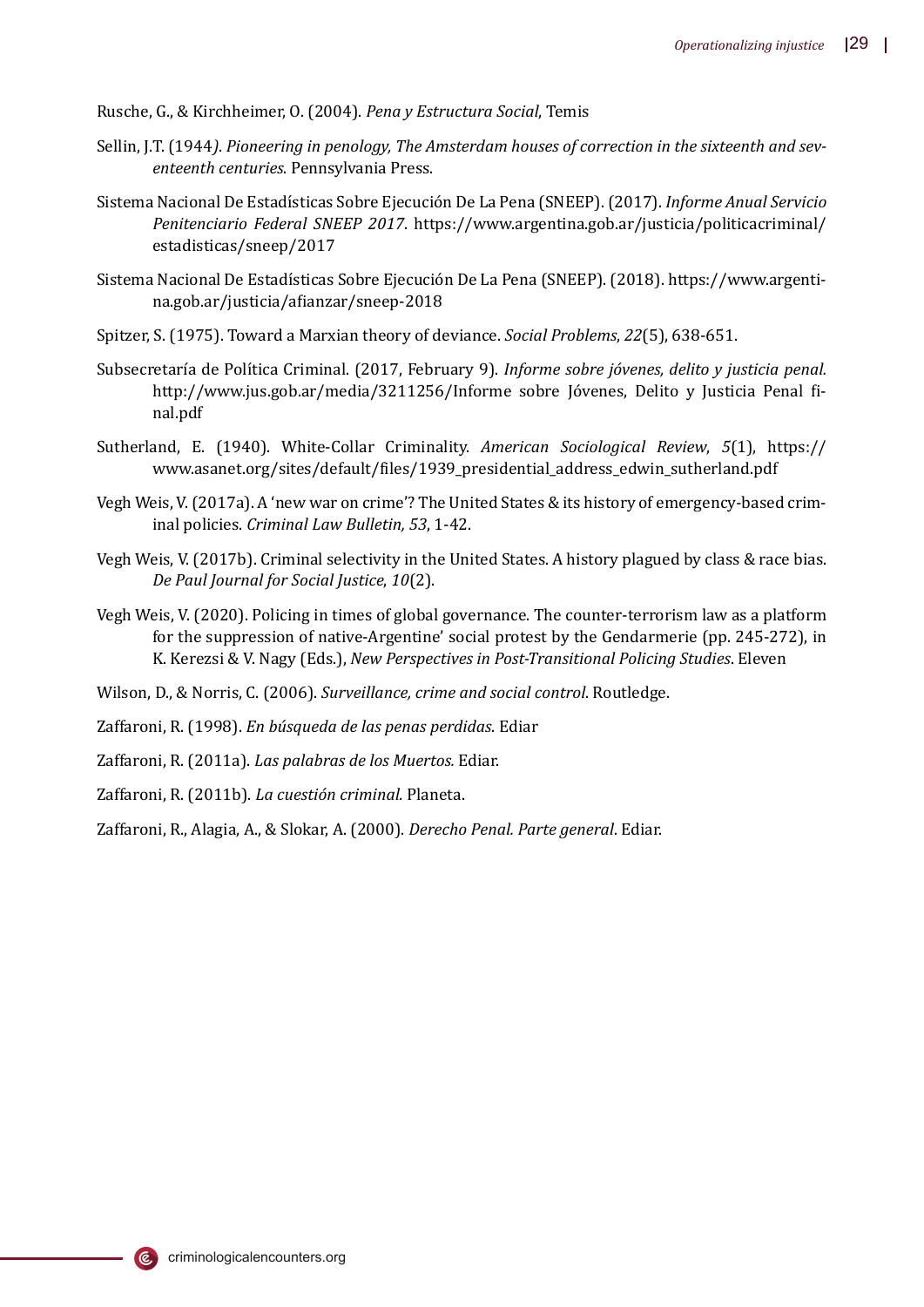Rusche, G., & Kirchheimer, O. (2004). *Pena y Estructura Social*, Temis

Sellin, J.T. (1944). *Pioneering in penology, The Amsterdam houses of correction in the sixteenth and seventeenth centuries*. Pennsylvania Press.

Sistema Nacional De Estadísticas Sobre Ejecución De La Pena (SNEEP). (2017). *Informe Anual Servicio Penitenciario Federal SNEEP 2017*. https://www.argentina.gob.ar/justicia/politicacriminal/estadisticas/sneep/2017

Sistema Nacional De Estadísticas Sobre Ejecución De La Pena (SNEEP). (2018). https://www.argentina.gob.ar/justicia/afianzar/sneep-2018

Spitzer, S. (1975). Toward a Marxian theory of deviance. *Social Problems*, *22*(5), 638-651.

Subsecretaría de Política Criminal. (2017, February 9). *Informe sobre jóvenes, delito y justicia penal.* http://www.jus.gob.ar/media/3211256/Informe sobre Jóvenes, Delito y Justicia Penal final.pdf

Sutherland, E. (1940). White-Collar Criminality. *American Sociological Review*, *5*(1), https://www.asanet.org/sites/default/files/1939_presidential_address_edwin_sutherland.pdf

Vegh Weis, V. (2017a). A 'new war on crime'? The United States & its history of emergency-based criminal policies. *Criminal Law Bulletin, 53*, 1-42.

Vegh Weis, V. (2017b). Criminal selectivity in the United States. A history plagued by class & race bias. *De Paul Journal for Social Justice*, *10*(2).

Vegh Weis, V. (2020). Policing in times of global governance. The counter-terrorism law as a platform for the suppression of native-Argentine' social protest by the Gendarmerie (pp. 245-272), in K. Kerezsi & V. Nagy (Eds.), *New Perspectives in Post-Transitional Policing Studies*. Eleven

Wilson, D., & Norris, C. (2006). *Surveillance, crime and social control.* Routledge.

Zaffaroni, R. (1998). *En búsqueda de las penas perdidas*. Ediar

Zaffaroni, R. (2011a). *Las palabras de los Muertos.* Ediar.

Zaffaroni, R. (2011b). *La cuestión criminal.* Planeta.

Zaffaroni, R., Alagia, A., & Slokar, A. (2000). *Derecho Penal. Parte general*. Ediar.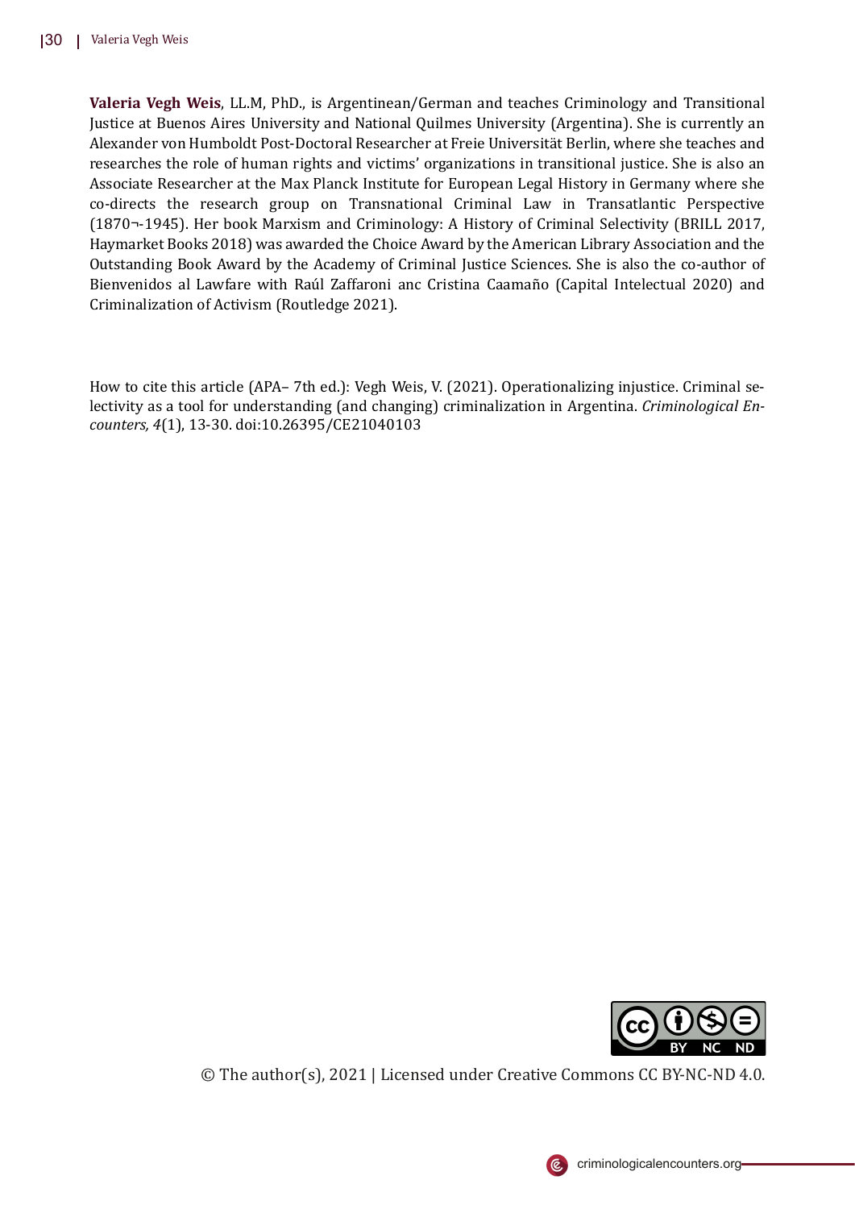**Valeria Vegh Weis**, LL.M, PhD., is Argentinean/German and teaches Criminology and Transitional Justice at Buenos Aires University and National Quilmes University (Argentina). She is currently an Alexander von Humboldt Post-Doctoral Researcher at Freie Universität Berlin, where she teaches and researches the role of human rights and victims' organizations in transitional justice. She is also an Associate Researcher at the Max Planck Institute for European Legal History in Germany where she co-directs the research group on Transnational Criminal Law in Transatlantic Perspective (1870¬-1945). Her book Marxism and Criminology: A History of Criminal Selectivity (BRILL 2017, Haymarket Books 2018) was awarded the Choice Award by the American Library Association and the Outstanding Book Award by the Academy of Criminal Justice Sciences. She is also the co-author of Bienvenidos al Lawfare with Raúl Zaffaroni anc Cristina Caamaño (Capital Intelectual 2020) and Criminalization of Activism (Routledge 2021).

How to cite this article (APA– 7th ed.): Vegh Weis, V. (2021). Operationalizing injustice. Criminal selectivity as a tool for understanding (and changing) criminalization in Argentina. *Criminological Encounters, 4*(1), 13-30. doi:10.26395/CE21040103

© The author(s), 2021 | Licensed under Creative Commons CC BY-NC-ND 4.0.